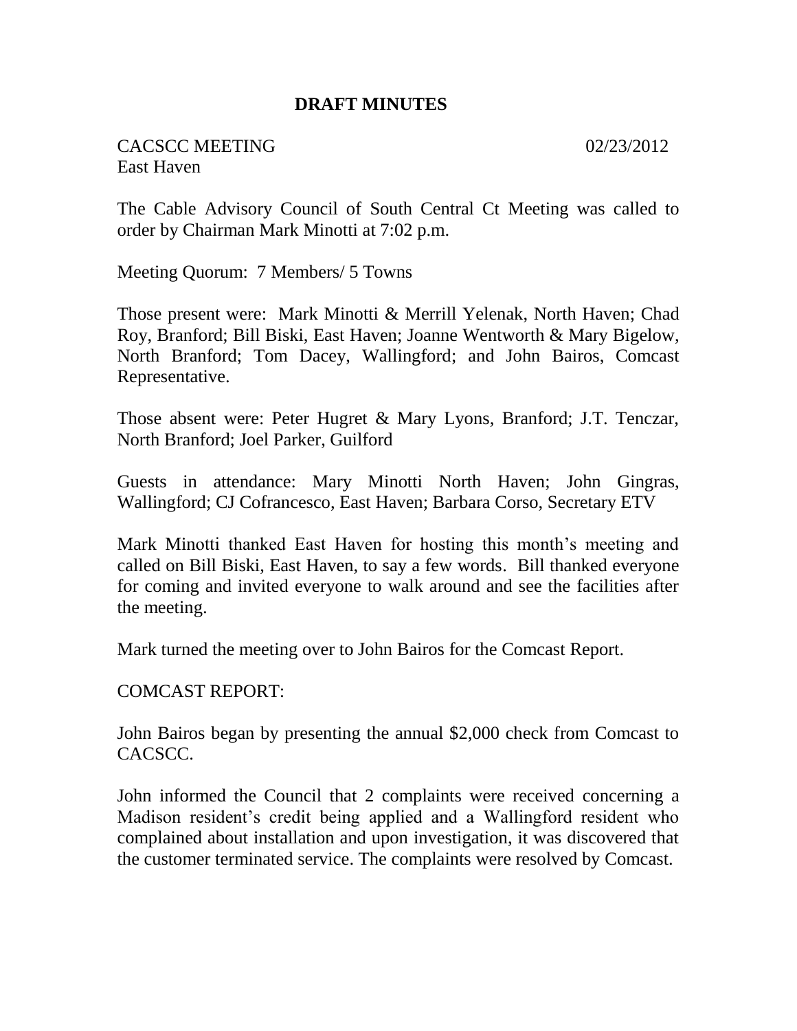**DRAFT MINUTES**

CACSCC MEETING 02/23/2012
East Haven

The Cable Advisory Council of South Central Ct Meeting was called to order by Chairman Mark Minotti at 7:02 p.m.

Meeting Quorum: 7 Members/ 5 Towns

Those present were: Mark Minotti & Merrill Yelenak, North Haven; Chad Roy, Branford; Bill Biski, East Haven; Joanne Wentworth & Mary Bigelow, North Branford; Tom Dacey, Wallingford; and John Bairos, Comcast Representative.

Those absent were: Peter Hugret & Mary Lyons, Branford; J.T. Tenczar, North Branford; Joel Parker, Guilford

Guests in attendance: Mary Minotti North Haven; John Gingras, Wallingford; CJ Cofrancesco, East Haven; Barbara Corso, Secretary ETV

Mark Minotti thanked East Haven for hosting this month's meeting and called on Bill Biski, East Haven, to say a few words. Bill thanked everyone for coming and invited everyone to walk around and see the facilities after the meeting.

Mark turned the meeting over to John Bairos for the Comcast Report.

COMCAST REPORT:

John Bairos began by presenting the annual $2,000 check from Comcast to CACSCC.

John informed the Council that 2 complaints were received concerning a Madison resident's credit being applied and a Wallingford resident who complained about installation and upon investigation, it was discovered that the customer terminated service. The complaints were resolved by Comcast.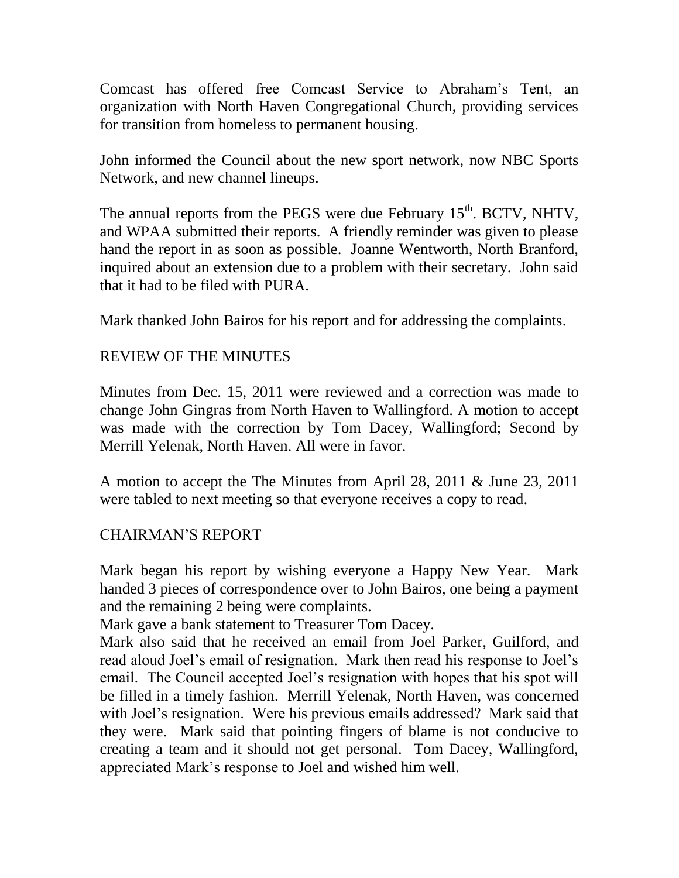Comcast has offered free Comcast Service to Abraham's Tent, an organization with North Haven Congregational Church, providing services for transition from homeless to permanent housing.

John informed the Council about the new sport network, now NBC Sports Network, and new channel lineups.

The annual reports from the PEGS were due February 15th. BCTV, NHTV, and WPAA submitted their reports. A friendly reminder was given to please hand the report in as soon as possible. Joanne Wentworth, North Branford, inquired about an extension due to a problem with their secretary. John said that it had to be filed with PURA.

Mark thanked John Bairos for his report and for addressing the complaints.

## REVIEW OF THE MINUTES

Minutes from Dec. 15, 2011 were reviewed and a correction was made to change John Gingras from North Haven to Wallingford. A motion to accept was made with the correction by Tom Dacey, Wallingford; Second by Merrill Yelenak, North Haven. All were in favor.

A motion to accept the The Minutes from April 28, 2011 & June 23, 2011 were tabled to next meeting so that everyone receives a copy to read.

## CHAIRMAN'S REPORT

Mark began his report by wishing everyone a Happy New Year. Mark handed 3 pieces of correspondence over to John Bairos, one being a payment and the remaining 2 being were complaints.

Mark gave a bank statement to Treasurer Tom Dacey.

Mark also said that he received an email from Joel Parker, Guilford, and read aloud Joel's email of resignation. Mark then read his response to Joel's email. The Council accepted Joel's resignation with hopes that his spot will be filled in a timely fashion. Merrill Yelenak, North Haven, was concerned with Joel's resignation. Were his previous emails addressed? Mark said that they were. Mark said that pointing fingers of blame is not conducive to creating a team and it should not get personal. Tom Dacey, Wallingford, appreciated Mark's response to Joel and wished him well.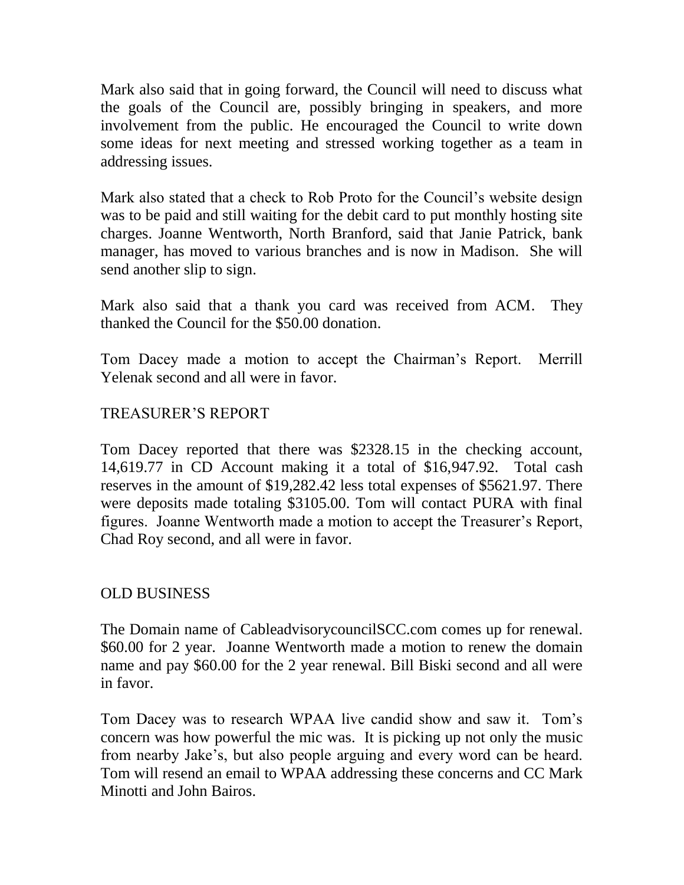Mark also said that in going forward, the Council will need to discuss what the goals of the Council are, possibly bringing in speakers, and more involvement from the public. He encouraged the Council to write down some ideas for next meeting and stressed working together as a team in addressing issues.

Mark also stated that a check to Rob Proto for the Council's website design was to be paid and still waiting for the debit card to put monthly hosting site charges. Joanne Wentworth, North Branford, said that Janie Patrick, bank manager, has moved to various branches and is now in Madison. She will send another slip to sign.

Mark also said that a thank you card was received from ACM. They thanked the Council for the $50.00 donation.

Tom Dacey made a motion to accept the Chairman's Report. Merrill Yelenak second and all were in favor.

## TREASURER'S REPORT

Tom Dacey reported that there was $2328.15 in the checking account, 14,619.77 in CD Account making it a total of $16,947.92. Total cash reserves in the amount of $19,282.42 less total expenses of $5621.97. There were deposits made totaling $3105.00. Tom will contact PURA with final figures. Joanne Wentworth made a motion to accept the Treasurer's Report, Chad Roy second, and all were in favor.

## OLD BUSINESS

The Domain name of CableadvisorycouncilSCC.com comes up for renewal. $60.00 for 2 year. Joanne Wentworth made a motion to renew the domain name and pay $60.00 for the 2 year renewal. Bill Biski second and all were in favor.

Tom Dacey was to research WPAA live candid show and saw it. Tom's concern was how powerful the mic was. It is picking up not only the music from nearby Jake's, but also people arguing and every word can be heard. Tom will resend an email to WPAA addressing these concerns and CC Mark Minotti and John Bairos.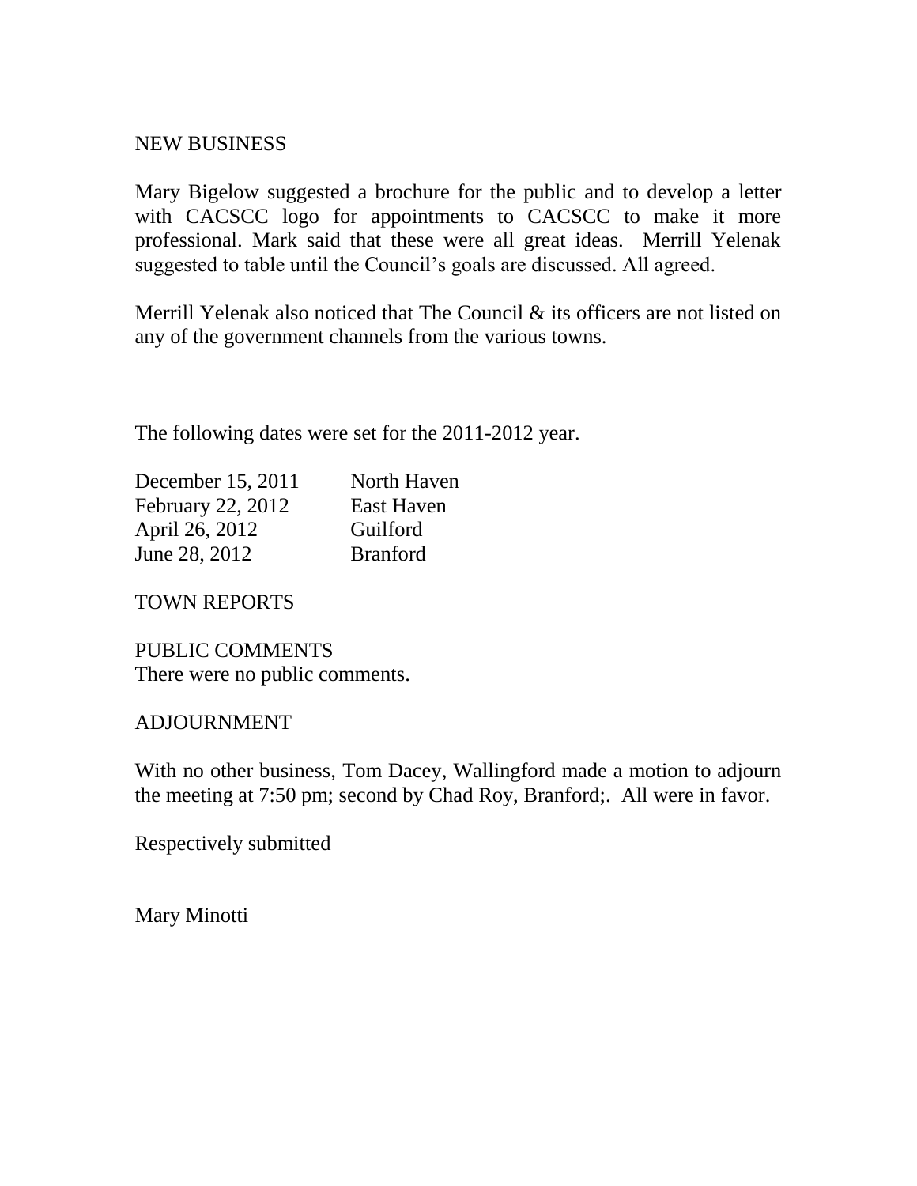## NEW BUSINESS

Mary Bigelow suggested a brochure for the public and to develop a letter with CACSCC logo for appointments to CACSCC to make it more professional. Mark said that these were all great ideas. Merrill Yelenak suggested to table until the Council's goals are discussed. All agreed.

Merrill Yelenak also noticed that The Council & its officers are not listed on any of the government channels from the various towns.

The following dates were set for the 2011-2012 year.

| | |
|---|---|
| December 15, 2011 | North Haven |
| February 22, 2012 | East Haven |
| April 26, 2012 | Guilford |
| June 28, 2012 | Branford |

## TOWN REPORTS

## PUBLIC COMMENTS

There were no public comments.

## ADJOURNMENT

With no other business, Tom Dacey, Wallingford made a motion to adjourn the meeting at 7:50 pm; second by Chad Roy, Branford;. All were in favor.

Respectively submitted

Mary Minotti